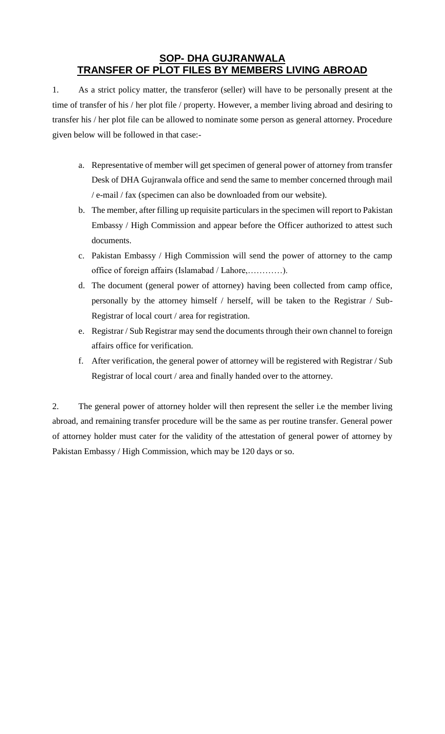# SOP- DHA GUJRANWALA
# TRANSFER OF PLOT FILES BY MEMBERS LIVING ABROAD

1. As a strict policy matter, the transferor (seller) will have to be personally present at the time of transfer of his / her plot file / property. However, a member living abroad and desiring to transfer his / her plot file can be allowed to nominate some person as general attorney. Procedure given below will be followed in that case:-

   a. Representative of member will get specimen of general power of attorney from transfer Desk of DHA Gujranwala office and send the same to member concerned through mail / e-mail / fax (specimen can also be downloaded from our website).

   b. The member, after filling up requisite particulars in the specimen will report to Pakistan Embassy / High Commission and appear before the Officer authorized to attest such documents.

   c. Pakistan Embassy / High Commission will send the power of attorney to the camp office of foreign affairs (Islamabad / Lahore,…………).

   d. The document (general power of attorney) having been collected from camp office, personally by the attorney himself / herself, will be taken to the Registrar / Sub-Registrar of local court / area for registration.

   e. Registrar / Sub Registrar may send the documents through their own channel to foreign affairs office for verification.

   f. After verification, the general power of attorney will be registered with Registrar / Sub Registrar of local court / area and finally handed over to the attorney.

2. The general power of attorney holder will then represent the seller i.e the member living abroad, and remaining transfer procedure will be the same as per routine transfer. General power of attorney holder must cater for the validity of the attestation of general power of attorney by Pakistan Embassy / High Commission, which may be 120 days or so.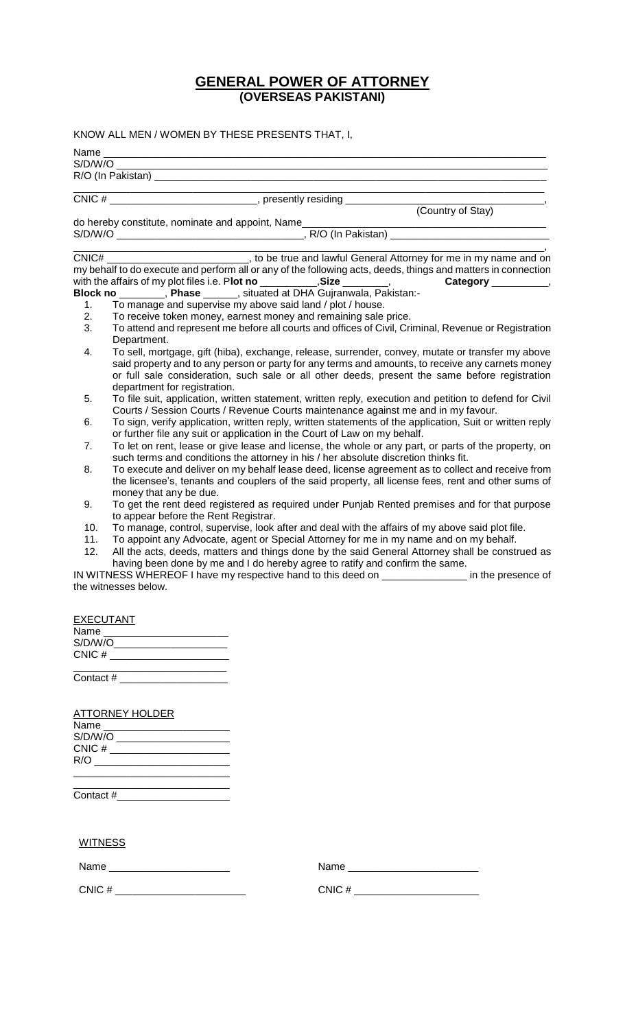# GENERAL POWER OF ATTORNEY
## (OVERSEAS PAKISTANI)

KNOW ALL MEN / WOMEN BY THESE PRESENTS THAT, I,

Name ____________________________________________________________________________

S/D/W/O __________________________________________________________________________

R/O (In Pakistan) __________________________________________________________________

__________________________________________________________________________________

CNIC # ________________________, presently residing _________________________________,
(Country of Stay)

do hereby constitute, nominate and appoint, Name_______________________________________

S/D/W/O ______________________________, R/O (In Pakistan) __________________________

__________________________________________________________________________________,

CNIC# ________________________, to be true and lawful General Attorney for me in my name and on my behalf to do execute and perform all or any of the following acts, deeds, things and matters in connection with the affairs of my plot files i.e. P**lot no** __________,**Size** ________, **Category** __________, **Block no** ________, **Phase** ______, situated at DHA Gujranwala, Pakistan:-

1. To manage and supervise my above said land / plot / house.
2. To receive token money, earnest money and remaining sale price.
3. To attend and represent me before all courts and offices of Civil, Criminal, Revenue or Registration Department.
4. To sell, mortgage, gift (hiba), exchange, release, surrender, convey, mutate or transfer my above said property and to any person or party for any terms and amounts, to receive any carnets money or full sale consideration, such sale or all other deeds, present the same before registration department for registration.
5. To file suit, application, written statement, written reply, execution and petition to defend for Civil Courts / Session Courts / Revenue Courts maintenance against me and in my favour.
6. To sign, verify application, written reply, written statements of the application, Suit or written reply or further file any suit or application in the Court of Law on my behalf.
7. To let on rent, lease or give lease and license, the whole or any part, or parts of the property, on such terms and conditions the attorney in his / her absolute discretion thinks fit.
8. To execute and deliver on my behalf lease deed, license agreement as to collect and receive from the licensee's, tenants and couplers of the said property, all license fees, rent and other sums of money that any be due.
9. To get the rent deed registered as required under Punjab Rented premises and for that purpose to appear before the Rent Registrar.
10. To manage, control, supervise, look after and deal with the affairs of my above said plot file.
11. To appoint any Advocate, agent or Special Attorney for me in my name and on my behalf.
12. All the acts, deeds, matters and things done by the said General Attorney shall be construed as having been done by me and I do hereby agree to ratify and confirm the same.

IN WITNESS WHEREOF I have my respective hand to this deed on _______________ in the presence of the witnesses below.

EXECUTANT

Name ______________________

S/D/W/O____________________

CNIC # _____________________

___________________________

Contact # ___________________

ATTORNEY HOLDER

Name ______________________

S/D/W/O ____________________

CNIC # _____________________

R/O ________________________

___________________________

___________________________

Contact #___________________

WITNESS

Name _____________________ Name ______________________

CNIC # ______________________ CNIC # _____________________